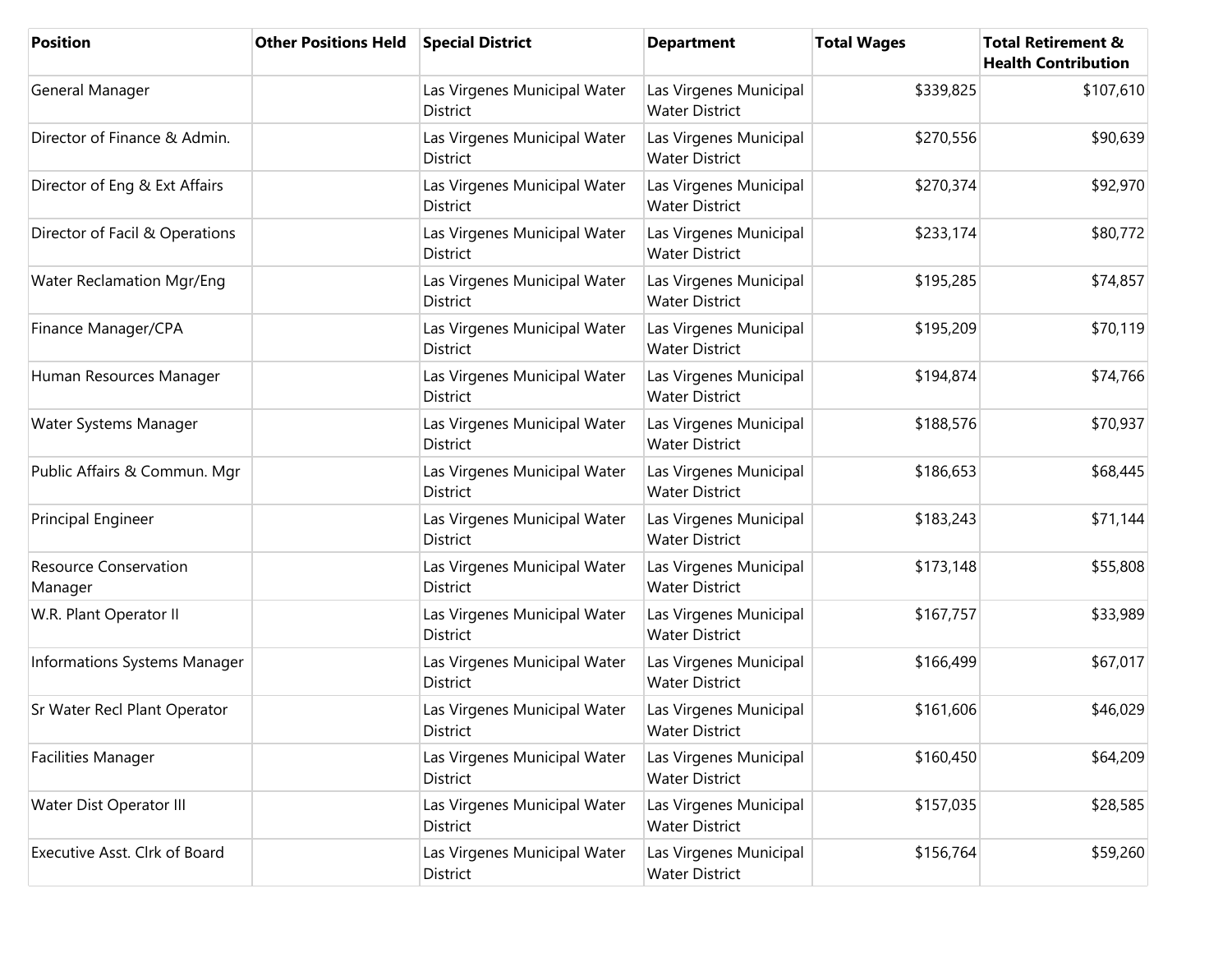| Position | Other Positions Held | Special District | Department | Total Wages | Total Retirement & Health Contribution |
| --- | --- | --- | --- | --- | --- |
| General Manager | | Las Virgenes Municipal Water District | Las Virgenes Municipal Water District | $339,825 | $107,610 |
| Director of Finance & Admin. | | Las Virgenes Municipal Water District | Las Virgenes Municipal Water District | $270,556 | $90,639 |
| Director of Eng & Ext Affairs | | Las Virgenes Municipal Water District | Las Virgenes Municipal Water District | $270,374 | $92,970 |
| Director of Facil & Operations | | Las Virgenes Municipal Water District | Las Virgenes Municipal Water District | $233,174 | $80,772 |
| Water Reclamation Mgr/Eng | | Las Virgenes Municipal Water District | Las Virgenes Municipal Water District | $195,285 | $74,857 |
| Finance Manager/CPA | | Las Virgenes Municipal Water District | Las Virgenes Municipal Water District | $195,209 | $70,119 |
| Human Resources Manager | | Las Virgenes Municipal Water District | Las Virgenes Municipal Water District | $194,874 | $74,766 |
| Water Systems Manager | | Las Virgenes Municipal Water District | Las Virgenes Municipal Water District | $188,576 | $70,937 |
| Public Affairs & Commun. Mgr | | Las Virgenes Municipal Water District | Las Virgenes Municipal Water District | $186,653 | $68,445 |
| Principal Engineer | | Las Virgenes Municipal Water District | Las Virgenes Municipal Water District | $183,243 | $71,144 |
| Resource Conservation Manager | | Las Virgenes Municipal Water District | Las Virgenes Municipal Water District | $173,148 | $55,808 |
| W.R. Plant Operator II | | Las Virgenes Municipal Water District | Las Virgenes Municipal Water District | $167,757 | $33,989 |
| Informations Systems Manager | | Las Virgenes Municipal Water District | Las Virgenes Municipal Water District | $166,499 | $67,017 |
| Sr Water Recl Plant Operator | | Las Virgenes Municipal Water District | Las Virgenes Municipal Water District | $161,606 | $46,029 |
| Facilities Manager | | Las Virgenes Municipal Water District | Las Virgenes Municipal Water District | $160,450 | $64,209 |
| Water Dist Operator III | | Las Virgenes Municipal Water District | Las Virgenes Municipal Water District | $157,035 | $28,585 |
| Executive Asst. Clrk of Board | | Las Virgenes Municipal Water District | Las Virgenes Municipal Water District | $156,764 | $59,260 |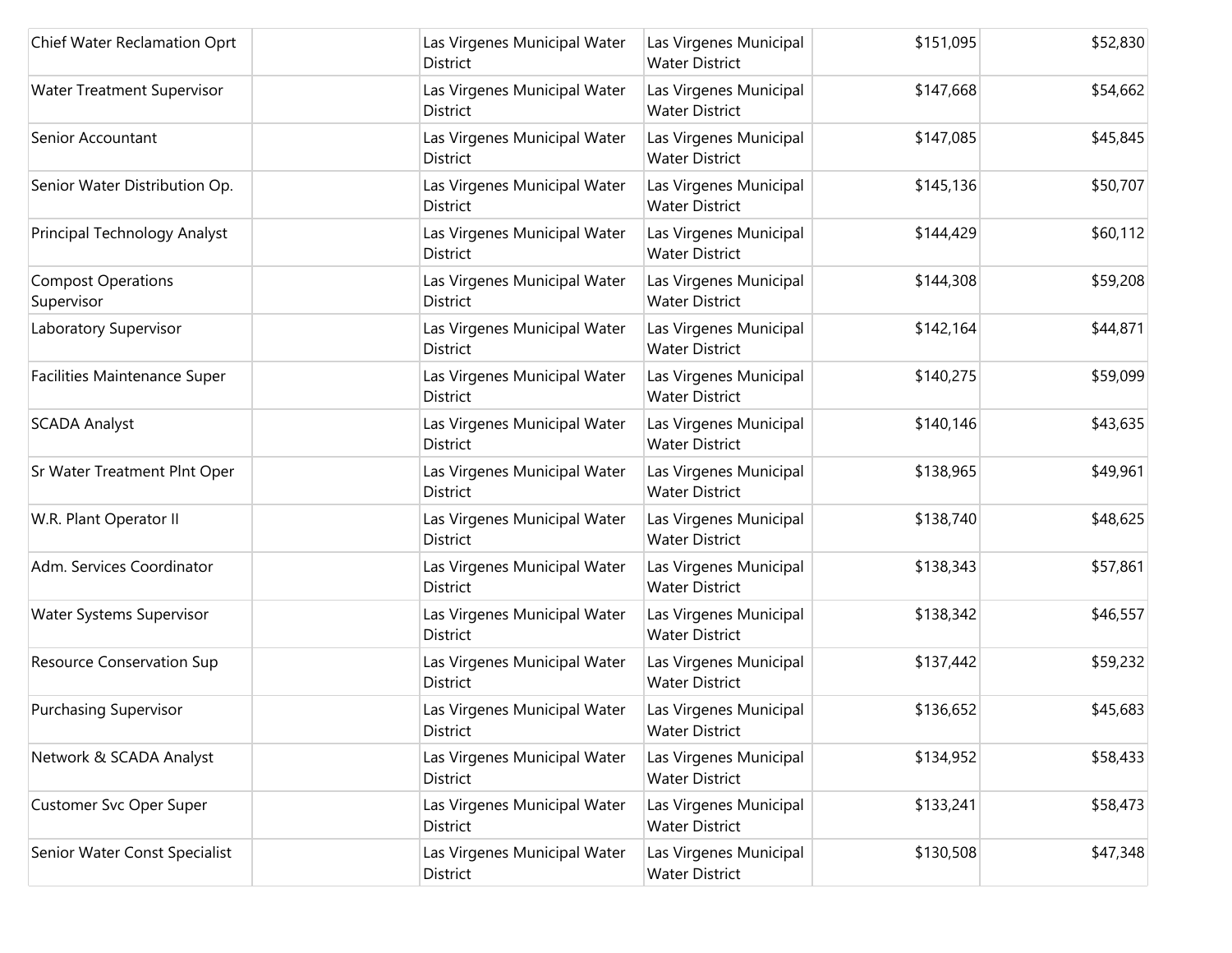| | | | | | |
|---|---|---|---|---|---|
| Chief Water Reclamation Oprt | | Las Virgenes Municipal Water District | Las Virgenes Municipal Water District | $151,095 | $52,830 |
| Water Treatment Supervisor | | Las Virgenes Municipal Water District | Las Virgenes Municipal Water District | $147,668 | $54,662 |
| Senior Accountant | | Las Virgenes Municipal Water District | Las Virgenes Municipal Water District | $147,085 | $45,845 |
| Senior Water Distribution Op. | | Las Virgenes Municipal Water District | Las Virgenes Municipal Water District | $145,136 | $50,707 |
| Principal Technology Analyst | | Las Virgenes Municipal Water District | Las Virgenes Municipal Water District | $144,429 | $60,112 |
| Compost Operations Supervisor | | Las Virgenes Municipal Water District | Las Virgenes Municipal Water District | $144,308 | $59,208 |
| Laboratory Supervisor | | Las Virgenes Municipal Water District | Las Virgenes Municipal Water District | $142,164 | $44,871 |
| Facilities Maintenance Super | | Las Virgenes Municipal Water District | Las Virgenes Municipal Water District | $140,275 | $59,099 |
| SCADA Analyst | | Las Virgenes Municipal Water District | Las Virgenes Municipal Water District | $140,146 | $43,635 |
| Sr Water Treatment Plnt Oper | | Las Virgenes Municipal Water District | Las Virgenes Municipal Water District | $138,965 | $49,961 |
| W.R. Plant Operator II | | Las Virgenes Municipal Water District | Las Virgenes Municipal Water District | $138,740 | $48,625 |
| Adm. Services Coordinator | | Las Virgenes Municipal Water District | Las Virgenes Municipal Water District | $138,343 | $57,861 |
| Water Systems Supervisor | | Las Virgenes Municipal Water District | Las Virgenes Municipal Water District | $138,342 | $46,557 |
| Resource Conservation Sup | | Las Virgenes Municipal Water District | Las Virgenes Municipal Water District | $137,442 | $59,232 |
| Purchasing Supervisor | | Las Virgenes Municipal Water District | Las Virgenes Municipal Water District | $136,652 | $45,683 |
| Network & SCADA Analyst | | Las Virgenes Municipal Water District | Las Virgenes Municipal Water District | $134,952 | $58,433 |
| Customer Svc Oper Super | | Las Virgenes Municipal Water District | Las Virgenes Municipal Water District | $133,241 | $58,473 |
| Senior Water Const Specialist | | Las Virgenes Municipal Water District | Las Virgenes Municipal Water District | $130,508 | $47,348 |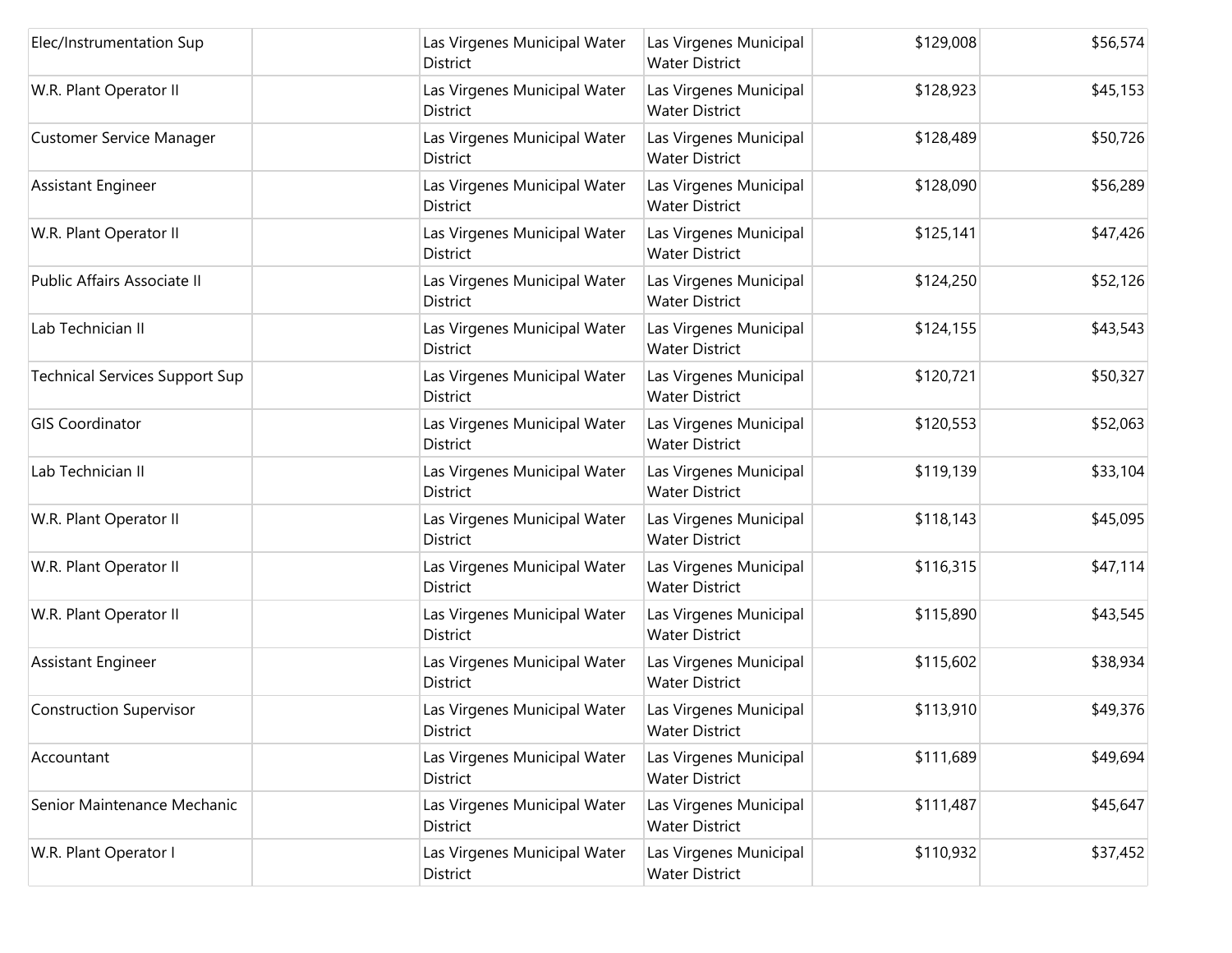| | | | | | |
|---|---|---|---|---|---|
| Elec/Instrumentation Sup | | Las Virgenes Municipal Water District | Las Virgenes Municipal Water District | $129,008 | $56,574 |
| W.R. Plant Operator II | | Las Virgenes Municipal Water District | Las Virgenes Municipal Water District | $128,923 | $45,153 |
| Customer Service Manager | | Las Virgenes Municipal Water District | Las Virgenes Municipal Water District | $128,489 | $50,726 |
| Assistant Engineer | | Las Virgenes Municipal Water District | Las Virgenes Municipal Water District | $128,090 | $56,289 |
| W.R. Plant Operator II | | Las Virgenes Municipal Water District | Las Virgenes Municipal Water District | $125,141 | $47,426 |
| Public Affairs Associate II | | Las Virgenes Municipal Water District | Las Virgenes Municipal Water District | $124,250 | $52,126 |
| Lab Technician II | | Las Virgenes Municipal Water District | Las Virgenes Municipal Water District | $124,155 | $43,543 |
| Technical Services Support Sup | | Las Virgenes Municipal Water District | Las Virgenes Municipal Water District | $120,721 | $50,327 |
| GIS Coordinator | | Las Virgenes Municipal Water District | Las Virgenes Municipal Water District | $120,553 | $52,063 |
| Lab Technician II | | Las Virgenes Municipal Water District | Las Virgenes Municipal Water District | $119,139 | $33,104 |
| W.R. Plant Operator II | | Las Virgenes Municipal Water District | Las Virgenes Municipal Water District | $118,143 | $45,095 |
| W.R. Plant Operator II | | Las Virgenes Municipal Water District | Las Virgenes Municipal Water District | $116,315 | $47,114 |
| W.R. Plant Operator II | | Las Virgenes Municipal Water District | Las Virgenes Municipal Water District | $115,890 | $43,545 |
| Assistant Engineer | | Las Virgenes Municipal Water District | Las Virgenes Municipal Water District | $115,602 | $38,934 |
| Construction Supervisor | | Las Virgenes Municipal Water District | Las Virgenes Municipal Water District | $113,910 | $49,376 |
| Accountant | | Las Virgenes Municipal Water District | Las Virgenes Municipal Water District | $111,689 | $49,694 |
| Senior Maintenance Mechanic | | Las Virgenes Municipal Water District | Las Virgenes Municipal Water District | $111,487 | $45,647 |
| W.R. Plant Operator I | | Las Virgenes Municipal Water District | Las Virgenes Municipal Water District | $110,932 | $37,452 |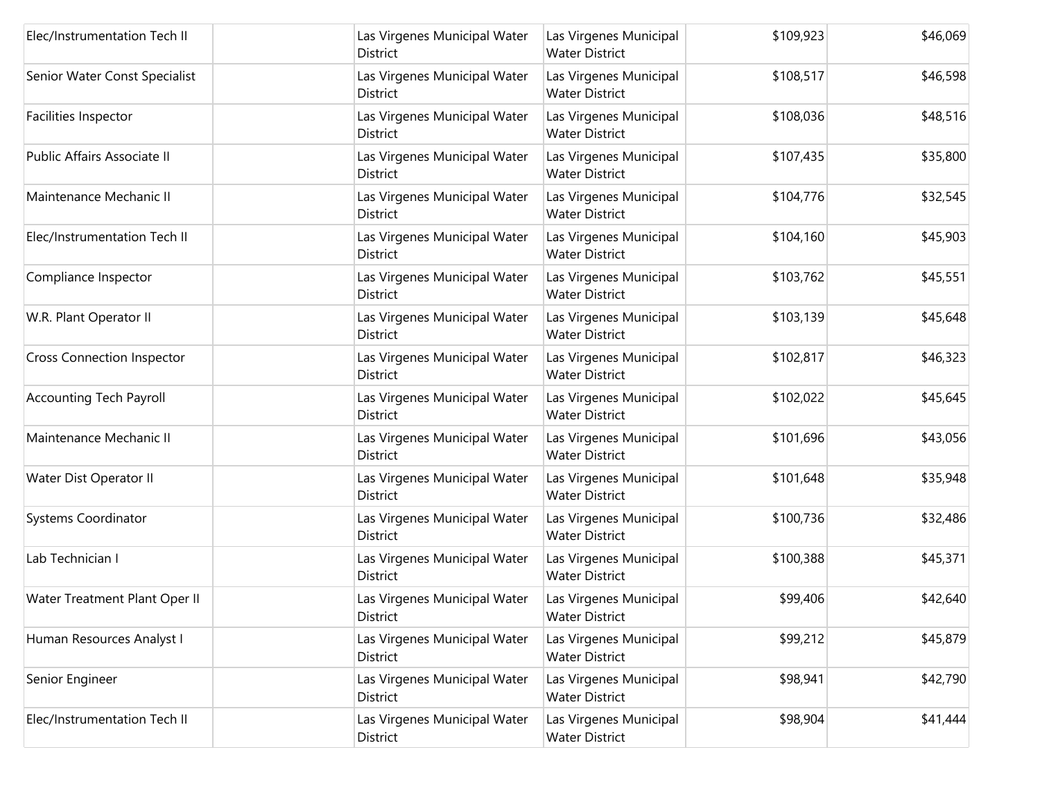| | | | | | |
|---|---|---|---|---|---|
| Elec/Instrumentation Tech II | | Las Virgenes Municipal Water District | Las Virgenes Municipal Water District | $109,923 | $46,069 |
| Senior Water Const Specialist | | Las Virgenes Municipal Water District | Las Virgenes Municipal Water District | $108,517 | $46,598 |
| Facilities Inspector | | Las Virgenes Municipal Water District | Las Virgenes Municipal Water District | $108,036 | $48,516 |
| Public Affairs Associate II | | Las Virgenes Municipal Water District | Las Virgenes Municipal Water District | $107,435 | $35,800 |
| Maintenance Mechanic II | | Las Virgenes Municipal Water District | Las Virgenes Municipal Water District | $104,776 | $32,545 |
| Elec/Instrumentation Tech II | | Las Virgenes Municipal Water District | Las Virgenes Municipal Water District | $104,160 | $45,903 |
| Compliance Inspector | | Las Virgenes Municipal Water District | Las Virgenes Municipal Water District | $103,762 | $45,551 |
| W.R. Plant Operator II | | Las Virgenes Municipal Water District | Las Virgenes Municipal Water District | $103,139 | $45,648 |
| Cross Connection Inspector | | Las Virgenes Municipal Water District | Las Virgenes Municipal Water District | $102,817 | $46,323 |
| Accounting Tech Payroll | | Las Virgenes Municipal Water District | Las Virgenes Municipal Water District | $102,022 | $45,645 |
| Maintenance Mechanic II | | Las Virgenes Municipal Water District | Las Virgenes Municipal Water District | $101,696 | $43,056 |
| Water Dist Operator II | | Las Virgenes Municipal Water District | Las Virgenes Municipal Water District | $101,648 | $35,948 |
| Systems Coordinator | | Las Virgenes Municipal Water District | Las Virgenes Municipal Water District | $100,736 | $32,486 |
| Lab Technician I | | Las Virgenes Municipal Water District | Las Virgenes Municipal Water District | $100,388 | $45,371 |
| Water Treatment Plant Oper II | | Las Virgenes Municipal Water District | Las Virgenes Municipal Water District | $99,406 | $42,640 |
| Human Resources Analyst I | | Las Virgenes Municipal Water District | Las Virgenes Municipal Water District | $99,212 | $45,879 |
| Senior Engineer | | Las Virgenes Municipal Water District | Las Virgenes Municipal Water District | $98,941 | $42,790 |
| Elec/Instrumentation Tech II | | Las Virgenes Municipal Water District | Las Virgenes Municipal Water District | $98,904 | $41,444 |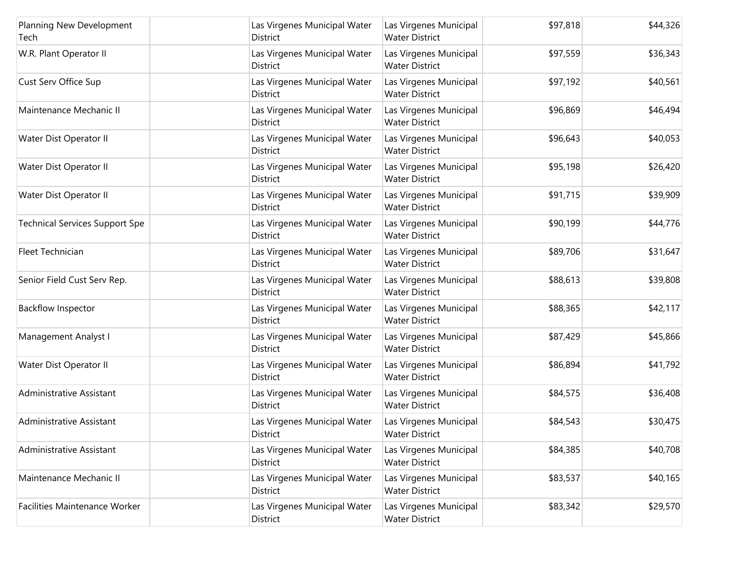| Planning New Development Tech | | Las Virgenes Municipal Water District | Las Virgenes Municipal Water District | $97,818 | $44,326 |
|---|---|---|---|---|---|
| W.R. Plant Operator II | | Las Virgenes Municipal Water District | Las Virgenes Municipal Water District | $97,559 | $36,343 |
| Cust Serv Office Sup | | Las Virgenes Municipal Water District | Las Virgenes Municipal Water District | $97,192 | $40,561 |
| Maintenance Mechanic II | | Las Virgenes Municipal Water District | Las Virgenes Municipal Water District | $96,869 | $46,494 |
| Water Dist Operator II | | Las Virgenes Municipal Water District | Las Virgenes Municipal Water District | $96,643 | $40,053 |
| Water Dist Operator II | | Las Virgenes Municipal Water District | Las Virgenes Municipal Water District | $95,198 | $26,420 |
| Water Dist Operator II | | Las Virgenes Municipal Water District | Las Virgenes Municipal Water District | $91,715 | $39,909 |
| Technical Services Support Spe | | Las Virgenes Municipal Water District | Las Virgenes Municipal Water District | $90,199 | $44,776 |
| Fleet Technician | | Las Virgenes Municipal Water District | Las Virgenes Municipal Water District | $89,706 | $31,647 |
| Senior Field Cust Serv Rep. | | Las Virgenes Municipal Water District | Las Virgenes Municipal Water District | $88,613 | $39,808 |
| Backflow Inspector | | Las Virgenes Municipal Water District | Las Virgenes Municipal Water District | $88,365 | $42,117 |
| Management Analyst I | | Las Virgenes Municipal Water District | Las Virgenes Municipal Water District | $87,429 | $45,866 |
| Water Dist Operator II | | Las Virgenes Municipal Water District | Las Virgenes Municipal Water District | $86,894 | $41,792 |
| Administrative Assistant | | Las Virgenes Municipal Water District | Las Virgenes Municipal Water District | $84,575 | $36,408 |
| Administrative Assistant | | Las Virgenes Municipal Water District | Las Virgenes Municipal Water District | $84,543 | $30,475 |
| Administrative Assistant | | Las Virgenes Municipal Water District | Las Virgenes Municipal Water District | $84,385 | $40,708 |
| Maintenance Mechanic II | | Las Virgenes Municipal Water District | Las Virgenes Municipal Water District | $83,537 | $40,165 |
| Facilities Maintenance Worker | | Las Virgenes Municipal Water District | Las Virgenes Municipal Water District | $83,342 | $29,570 |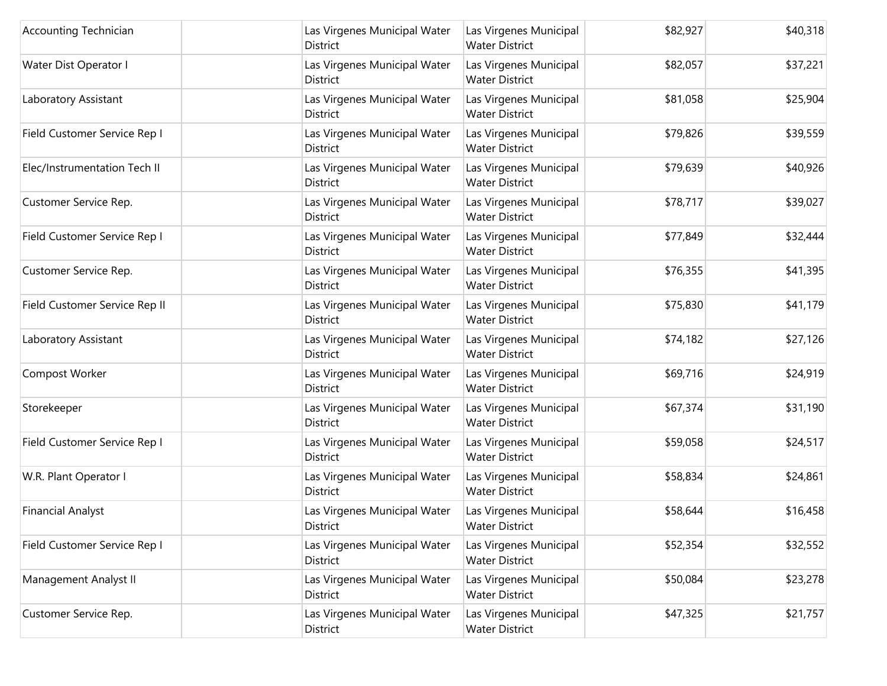| | | | | | |
|---|---|---|---|---|---|
| Accounting Technician | | Las Virgenes Municipal Water District | Las Virgenes Municipal Water District | $82,927 | $40,318 |
| Water Dist Operator I | | Las Virgenes Municipal Water District | Las Virgenes Municipal Water District | $82,057 | $37,221 |
| Laboratory Assistant | | Las Virgenes Municipal Water District | Las Virgenes Municipal Water District | $81,058 | $25,904 |
| Field Customer Service Rep I | | Las Virgenes Municipal Water District | Las Virgenes Municipal Water District | $79,826 | $39,559 |
| Elec/Instrumentation Tech II | | Las Virgenes Municipal Water District | Las Virgenes Municipal Water District | $79,639 | $40,926 |
| Customer Service Rep. | | Las Virgenes Municipal Water District | Las Virgenes Municipal Water District | $78,717 | $39,027 |
| Field Customer Service Rep I | | Las Virgenes Municipal Water District | Las Virgenes Municipal Water District | $77,849 | $32,444 |
| Customer Service Rep. | | Las Virgenes Municipal Water District | Las Virgenes Municipal Water District | $76,355 | $41,395 |
| Field Customer Service Rep II | | Las Virgenes Municipal Water District | Las Virgenes Municipal Water District | $75,830 | $41,179 |
| Laboratory Assistant | | Las Virgenes Municipal Water District | Las Virgenes Municipal Water District | $74,182 | $27,126 |
| Compost Worker | | Las Virgenes Municipal Water District | Las Virgenes Municipal Water District | $69,716 | $24,919 |
| Storekeeper | | Las Virgenes Municipal Water District | Las Virgenes Municipal Water District | $67,374 | $31,190 |
| Field Customer Service Rep I | | Las Virgenes Municipal Water District | Las Virgenes Municipal Water District | $59,058 | $24,517 |
| W.R. Plant Operator I | | Las Virgenes Municipal Water District | Las Virgenes Municipal Water District | $58,834 | $24,861 |
| Financial Analyst | | Las Virgenes Municipal Water District | Las Virgenes Municipal Water District | $58,644 | $16,458 |
| Field Customer Service Rep I | | Las Virgenes Municipal Water District | Las Virgenes Municipal Water District | $52,354 | $32,552 |
| Management Analyst II | | Las Virgenes Municipal Water District | Las Virgenes Municipal Water District | $50,084 | $23,278 |
| Customer Service Rep. | | Las Virgenes Municipal Water District | Las Virgenes Municipal Water District | $47,325 | $21,757 |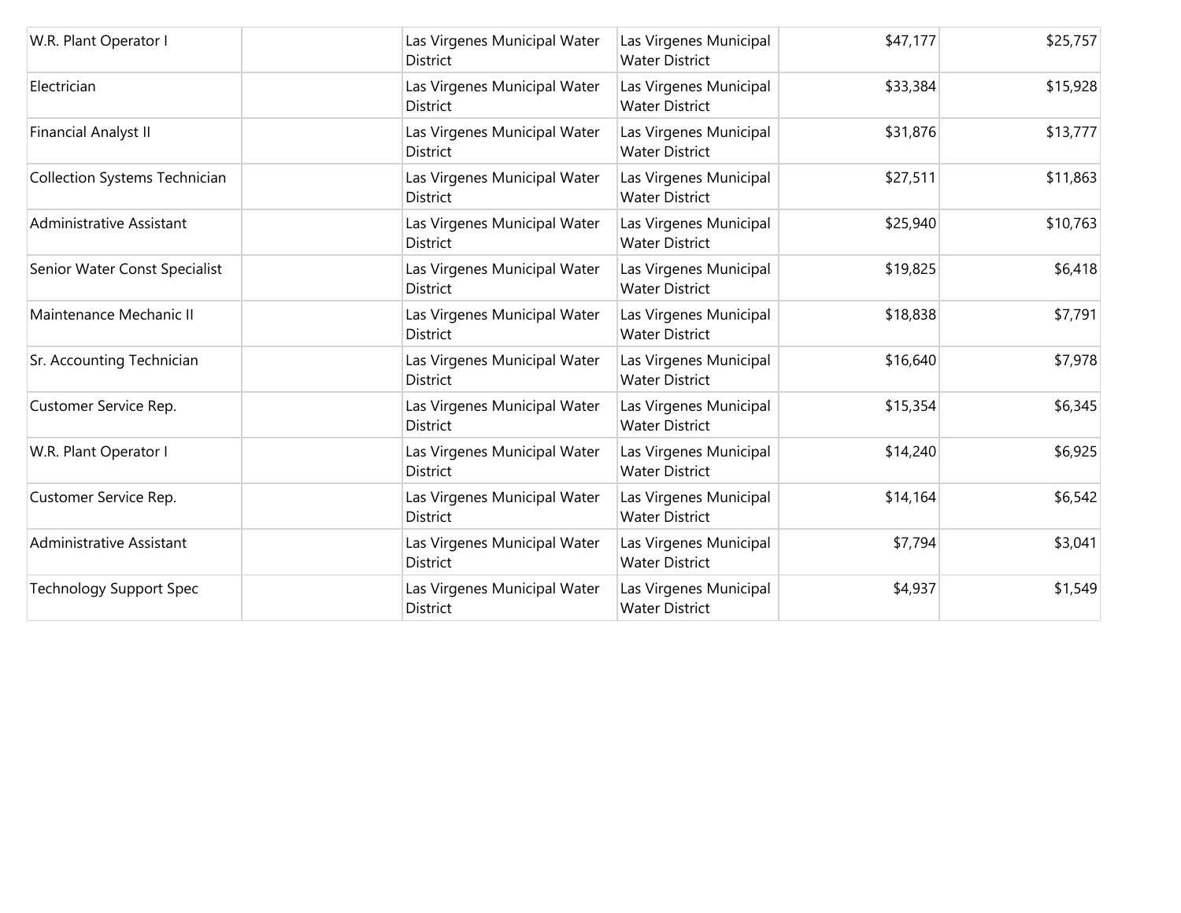| | | | | | |
|---|---|---|---|---|---|
| W.R. Plant Operator I | | Las Virgenes Municipal Water District | Las Virgenes Municipal Water District | $47,177 | $25,757 |
| Electrician | | Las Virgenes Municipal Water District | Las Virgenes Municipal Water District | $33,384 | $15,928 |
| Financial Analyst II | | Las Virgenes Municipal Water District | Las Virgenes Municipal Water District | $31,876 | $13,777 |
| Collection Systems Technician | | Las Virgenes Municipal Water District | Las Virgenes Municipal Water District | $27,511 | $11,863 |
| Administrative Assistant | | Las Virgenes Municipal Water District | Las Virgenes Municipal Water District | $25,940 | $10,763 |
| Senior Water Const Specialist | | Las Virgenes Municipal Water District | Las Virgenes Municipal Water District | $19,825 | $6,418 |
| Maintenance Mechanic II | | Las Virgenes Municipal Water District | Las Virgenes Municipal Water District | $18,838 | $7,791 |
| Sr. Accounting Technician | | Las Virgenes Municipal Water District | Las Virgenes Municipal Water District | $16,640 | $7,978 |
| Customer Service Rep. | | Las Virgenes Municipal Water District | Las Virgenes Municipal Water District | $15,354 | $6,345 |
| W.R. Plant Operator I | | Las Virgenes Municipal Water District | Las Virgenes Municipal Water District | $14,240 | $6,925 |
| Customer Service Rep. | | Las Virgenes Municipal Water District | Las Virgenes Municipal Water District | $14,164 | $6,542 |
| Administrative Assistant | | Las Virgenes Municipal Water District | Las Virgenes Municipal Water District | $7,794 | $3,041 |
| Technology Support Spec | | Las Virgenes Municipal Water District | Las Virgenes Municipal Water District | $4,937 | $1,549 |